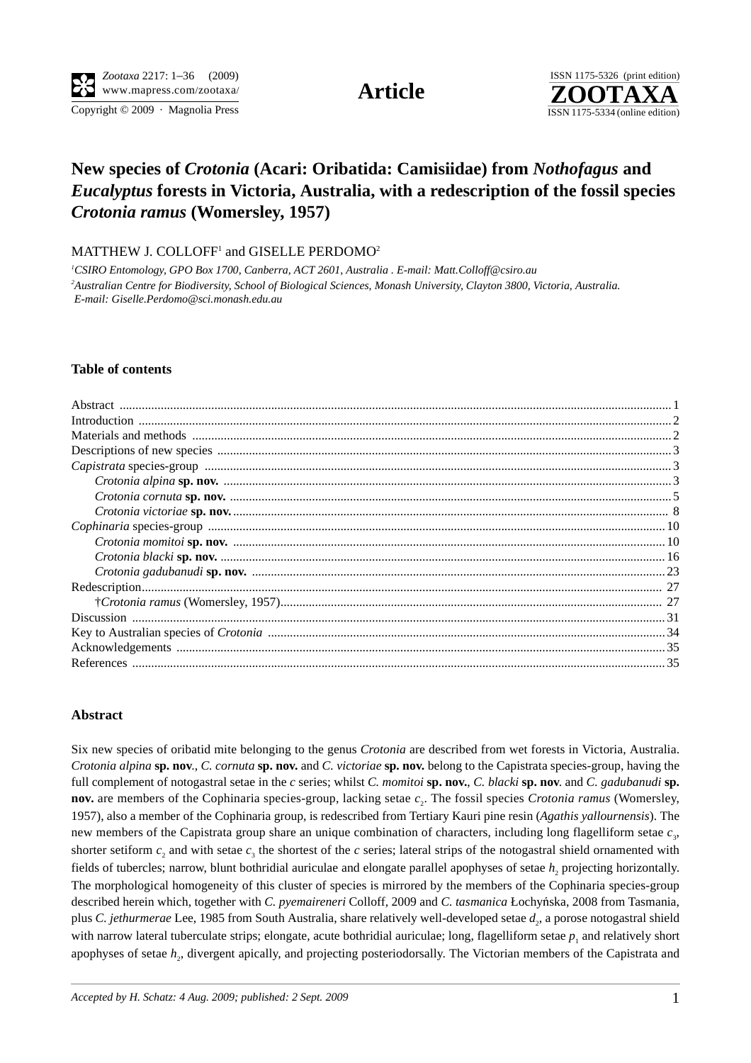**Article**

# New species of *Crotonia* (Acari: Oribatida: Camisiidae) from *Nothofagus* and *Eucalyptus* forests in Victoria, Australia, with a redescription of the fossil species *Crotonia ramus* (Womersley, 1957)

MATTHEW J. COLLOFF[1] and GISELLE PERDOMO[2]

[1]*CSIRO Entomology, GPO Box 1700, Canberra, ACT 2601, Australia . E-mail: Matt.Colloff@csiro.au*

[2]*Australian Centre for Biodiversity, School of Biological Sciences, Monash University, Clayton 3800, Victoria, Australia. E-mail: Giselle.Perdomo@sci.monash.edu.au*

### Table of contents

Abstract ... 1
Introduction ... 2
Materials and methods ... 2
Descriptions of new species ... 3
*Capistrata* species-group ... 3
- *Crotonia alpina* **sp. nov.** ... 3
- *Crotonia cornuta* **sp. nov.** ... 5
- *Crotonia victoriae* **sp. nov.** ... 8

*Cophinaria* species-group ... 10
- *Crotonia momitoi* **sp. nov.** ... 10
- *Crotonia blacki* **sp. nov.** ... 16
- *Crotonia gadubanudi* **sp. nov.** ... 23

Redescription ... 27
- †*Crotonia ramus* (Womersley, 1957) ... 27

Discussion ... 31
Key to Australian species of *Crotonia* ... 34
Acknowledgements ... 35
References ... 35

### Abstract

Six new species of oribatid mite belonging to the genus *Crotonia* are described from wet forests in Victoria, Australia. *Crotonia alpina* **sp. nov**., *C. cornuta* **sp. nov.** and *C. victoriae* **sp. nov.** belong to the Capistrata species-group, having the full complement of notogastral setae in the *c* series; whilst *C. momitoi* **sp. nov.**, *C. blacki* **sp. nov**. and *C. gadubanudi* **sp. nov.** are members of the Cophinaria species-group, lacking setae $c_2$. The fossil species *Crotonia ramus* (Womersley, 1957), also a member of the Cophinaria group, is redescribed from Tertiary Kauri pine resin (*Agathis yallournensis*). The new members of the Capistrata group share an unique combination of characters, including long flagelliform setae $c_3$, shorter setiform $c_2$ and with setae $c_3$ the shortest of the *c* series; lateral strips of the notogastral shield ornamented with fields of tubercles; narrow, blunt bothridial auriculae and elongate parallel apophyses of setae $h_2$ projecting horizontally. The morphological homogeneity of this cluster of species is mirrored by the members of the Cophinaria species-group described herein which, together with *C. pyemaireneri* Colloff, 2009 and *C. tasmanica* Łochyńska, 2008 from Tasmania, plus *C. jethurmerae* Lee, 1985 from South Australia, share relatively well-developed setae $d_2$, a porose notogastral shield with narrow lateral tuberculate strips; elongate, acute bothridial auriculae; long, flagelliform setae $p_1$ and relatively short apophyses of setae $h_2$, divergent apically, and projecting posteriodorsally. The Victorian members of the Capistrata and

*Accepted by H. Schatz: 4 Aug. 2009; published: 2 Sept. 2009*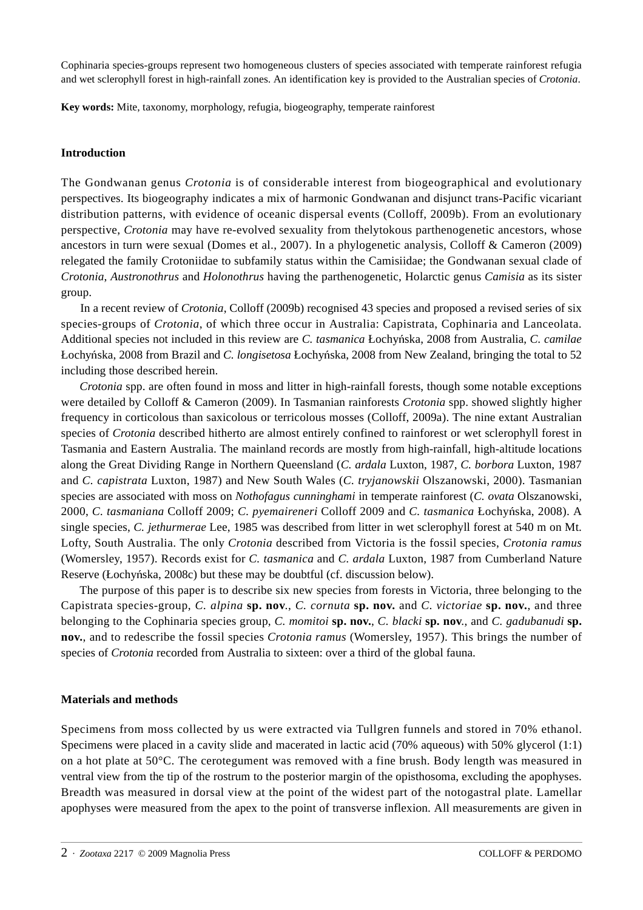Cophinaria species-groups represent two homogeneous clusters of species associated with temperate rainforest refugia and wet sclerophyll forest in high-rainfall zones. An identification key is provided to the Australian species of *Crotonia*.

**Key words:** Mite, taxonomy, morphology, refugia, biogeography, temperate rainforest

## Introduction

The Gondwanan genus *Crotonia* is of considerable interest from biogeographical and evolutionary perspectives. Its biogeography indicates a mix of harmonic Gondwanan and disjunct trans-Pacific vicariant distribution patterns, with evidence of oceanic dispersal events (Colloff, 2009b). From an evolutionary perspective, *Crotonia* may have re-evolved sexuality from thelytokous parthenogenetic ancestors, whose ancestors in turn were sexual (Domes et al., 2007). In a phylogenetic analysis, Colloff & Cameron (2009) relegated the family Crotoniidae to subfamily status within the Camisiidae; the Gondwanan sexual clade of *Crotonia, Austronothrus* and *Holonothrus* having the parthenogenetic, Holarctic genus *Camisia* as its sister group.

In a recent review of *Crotonia*, Colloff (2009b) recognised 43 species and proposed a revised series of six species-groups of *Crotonia*, of which three occur in Australia: Capistrata, Cophinaria and Lanceolata. Additional species not included in this review are *C. tasmanica* Łochyńska, 2008 from Australia, *C. camilae* Łochyńska, 2008 from Brazil and *C. longisetosa* Łochyńska, 2008 from New Zealand, bringing the total to 52 including those described herein.

*Crotonia* spp. are often found in moss and litter in high-rainfall forests, though some notable exceptions were detailed by Colloff & Cameron (2009). In Tasmanian rainforests *Crotonia* spp. showed slightly higher frequency in corticolous than saxicolous or terricolous mosses (Colloff, 2009a). The nine extant Australian species of *Crotonia* described hitherto are almost entirely confined to rainforest or wet sclerophyll forest in Tasmania and Eastern Australia. The mainland records are mostly from high-rainfall, high-altitude locations along the Great Dividing Range in Northern Queensland (*C. ardala* Luxton, 1987, *C. borbora* Luxton, 1987 and *C. capistrata* Luxton, 1987) and New South Wales (*C. tryjanowskii* Olszanowski, 2000). Tasmanian species are associated with moss on *Nothofagus cunninghami* in temperate rainforest (*C. ovata* Olszanowski, 2000, *C. tasmaniana* Colloff 2009; *C. pyemaireneri* Colloff 2009 and *C. tasmanica* Łochyńska, 2008). A single species, *C. jethurmerae* Lee, 1985 was described from litter in wet sclerophyll forest at 540 m on Mt. Lofty, South Australia. The only *Crotonia* described from Victoria is the fossil species, *Crotonia ramus* (Womersley, 1957). Records exist for *C. tasmanica* and *C. ardala* Luxton, 1987 from Cumberland Nature Reserve (Łochyńska, 2008c) but these may be doubtful (cf. discussion below).

The purpose of this paper is to describe six new species from forests in Victoria, three belonging to the Capistrata species-group, *C. alpina* **sp. nov**., *C. cornuta* **sp. nov.** and *C. victoriae* **sp. nov.**, and three belonging to the Cophinaria species group, *C. momitoi* **sp. nov.**, *C. blacki* **sp. nov**., and *C. gadubanudi* **sp. nov.**, and to redescribe the fossil species *Crotonia ramus* (Womersley, 1957). This brings the number of species of *Crotonia* recorded from Australia to sixteen: over a third of the global fauna.

## Materials and methods

Specimens from moss collected by us were extracted via Tullgren funnels and stored in 70% ethanol. Specimens were placed in a cavity slide and macerated in lactic acid (70% aqueous) with 50% glycerol (1:1) on a hot plate at 50°C. The cerotegument was removed with a fine brush. Body length was measured in ventral view from the tip of the rostrum to the posterior margin of the opisthosoma, excluding the apophyses. Breadth was measured in dorsal view at the point of the widest part of the notogastral plate. Lamellar apophyses were measured from the apex to the point of transverse inflexion. All measurements are given in